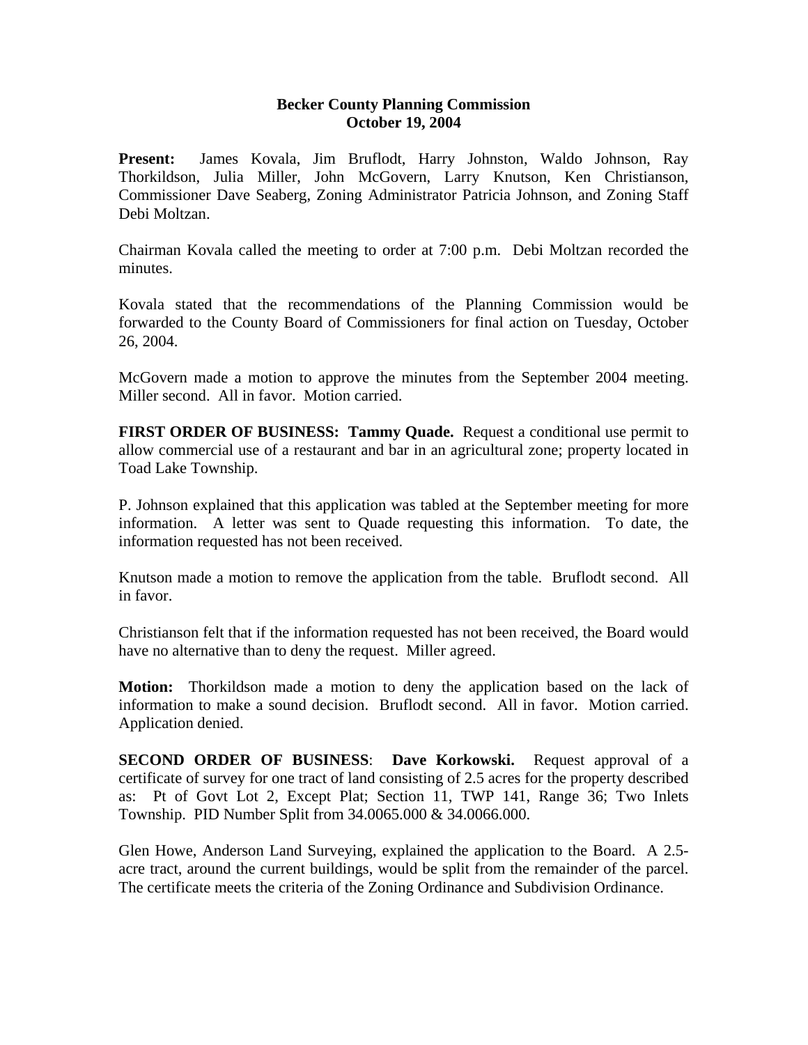**Becker County Planning Commission**
**October 19, 2004**

**Present:** James Kovala, Jim Bruflodt, Harry Johnston, Waldo Johnson, Ray Thorkildson, Julia Miller, John McGovern, Larry Knutson, Ken Christianson, Commissioner Dave Seaberg, Zoning Administrator Patricia Johnson, and Zoning Staff Debi Moltzan.

Chairman Kovala called the meeting to order at 7:00 p.m. Debi Moltzan recorded the minutes.

Kovala stated that the recommendations of the Planning Commission would be forwarded to the County Board of Commissioners for final action on Tuesday, October 26, 2004.

McGovern made a motion to approve the minutes from the September 2004 meeting. Miller second. All in favor. Motion carried.

**FIRST ORDER OF BUSINESS: Tammy Quade.** Request a conditional use permit to allow commercial use of a restaurant and bar in an agricultural zone; property located in Toad Lake Township.

P. Johnson explained that this application was tabled at the September meeting for more information. A letter was sent to Quade requesting this information. To date, the information requested has not been received.

Knutson made a motion to remove the application from the table. Bruflodt second. All in favor.

Christianson felt that if the information requested has not been received, the Board would have no alternative than to deny the request. Miller agreed.

**Motion:** Thorkildson made a motion to deny the application based on the lack of information to make a sound decision. Bruflodt second. All in favor. Motion carried. Application denied.

**SECOND ORDER OF BUSINESS**: **Dave Korkowski.** Request approval of a certificate of survey for one tract of land consisting of 2.5 acres for the property described as: Pt of Govt Lot 2, Except Plat; Section 11, TWP 141, Range 36; Two Inlets Township. PID Number Split from 34.0065.000 & 34.0066.000.

Glen Howe, Anderson Land Surveying, explained the application to the Board. A 2.5-acre tract, around the current buildings, would be split from the remainder of the parcel. The certificate meets the criteria of the Zoning Ordinance and Subdivision Ordinance.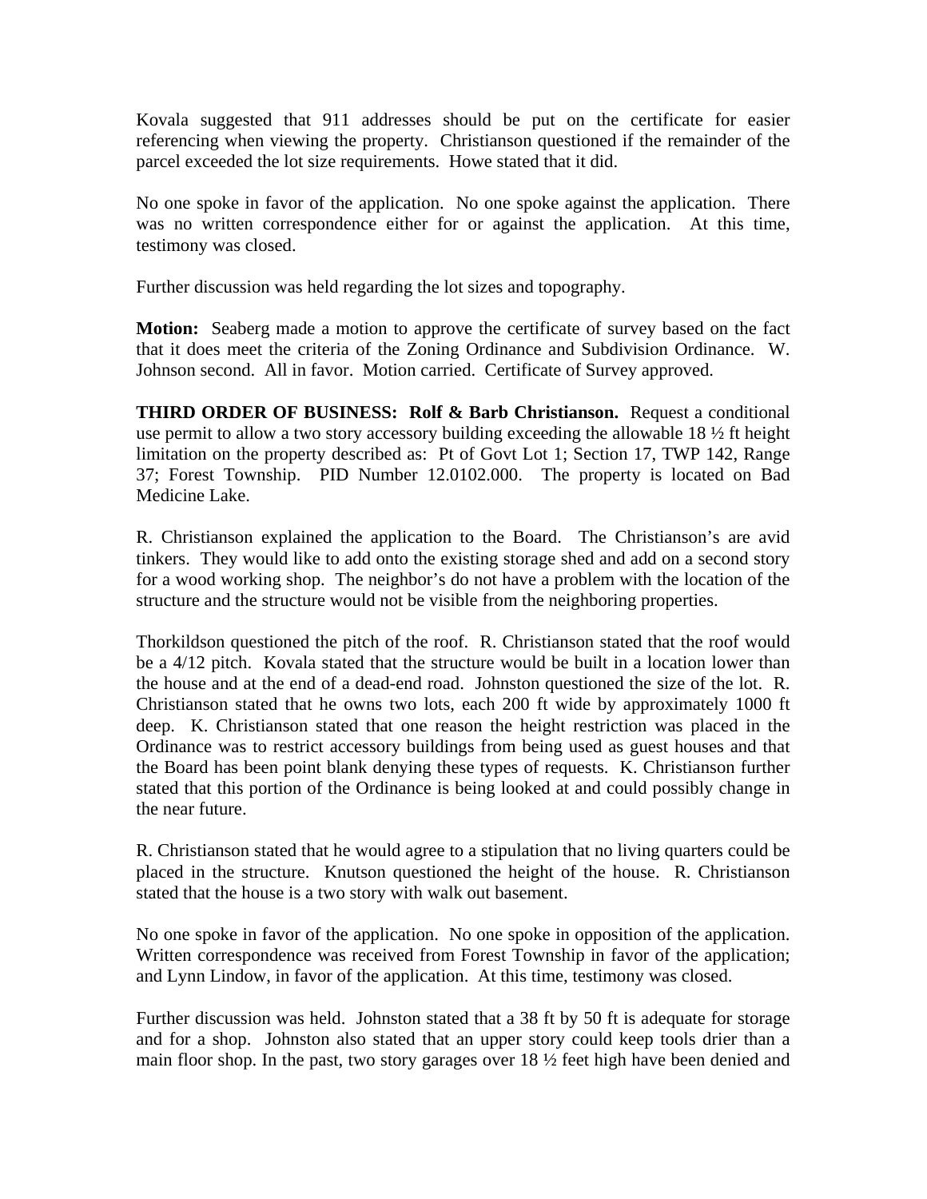Kovala suggested that 911 addresses should be put on the certificate for easier referencing when viewing the property. Christianson questioned if the remainder of the parcel exceeded the lot size requirements. Howe stated that it did.

No one spoke in favor of the application. No one spoke against the application. There was no written correspondence either for or against the application. At this time, testimony was closed.

Further discussion was held regarding the lot sizes and topography.

**Motion:** Seaberg made a motion to approve the certificate of survey based on the fact that it does meet the criteria of the Zoning Ordinance and Subdivision Ordinance. W. Johnson second. All in favor. Motion carried. Certificate of Survey approved.

**THIRD ORDER OF BUSINESS: Rolf & Barb Christianson.** Request a conditional use permit to allow a two story accessory building exceeding the allowable 18 ½ ft height limitation on the property described as: Pt of Govt Lot 1; Section 17, TWP 142, Range 37; Forest Township. PID Number 12.0102.000. The property is located on Bad Medicine Lake.

R. Christianson explained the application to the Board. The Christianson's are avid tinkers. They would like to add onto the existing storage shed and add on a second story for a wood working shop. The neighbor's do not have a problem with the location of the structure and the structure would not be visible from the neighboring properties.

Thorkildson questioned the pitch of the roof. R. Christianson stated that the roof would be a 4/12 pitch. Kovala stated that the structure would be built in a location lower than the house and at the end of a dead-end road. Johnston questioned the size of the lot. R. Christianson stated that he owns two lots, each 200 ft wide by approximately 1000 ft deep. K. Christianson stated that one reason the height restriction was placed in the Ordinance was to restrict accessory buildings from being used as guest houses and that the Board has been point blank denying these types of requests. K. Christianson further stated that this portion of the Ordinance is being looked at and could possibly change in the near future.

R. Christianson stated that he would agree to a stipulation that no living quarters could be placed in the structure. Knutson questioned the height of the house. R. Christianson stated that the house is a two story with walk out basement.

No one spoke in favor of the application. No one spoke in opposition of the application. Written correspondence was received from Forest Township in favor of the application; and Lynn Lindow, in favor of the application. At this time, testimony was closed.

Further discussion was held. Johnston stated that a 38 ft by 50 ft is adequate for storage and for a shop. Johnston also stated that an upper story could keep tools drier than a main floor shop. In the past, two story garages over 18 ½ feet high have been denied and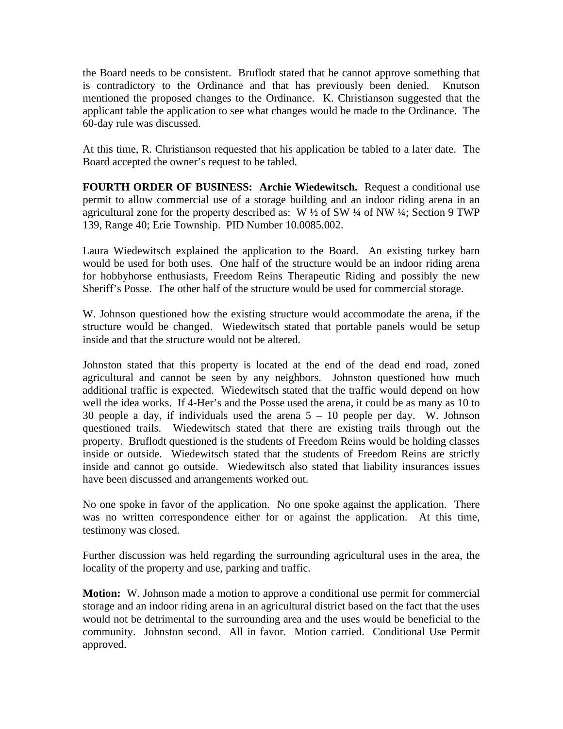the Board needs to be consistent. Bruflodt stated that he cannot approve something that is contradictory to the Ordinance and that has previously been denied. Knutson mentioned the proposed changes to the Ordinance. K. Christianson suggested that the applicant table the application to see what changes would be made to the Ordinance. The 60-day rule was discussed.

At this time, R. Christianson requested that his application be tabled to a later date. The Board accepted the owner's request to be tabled.

**FOURTH ORDER OF BUSINESS: Archie Wiedewitsch.** Request a conditional use permit to allow commercial use of a storage building and an indoor riding arena in an agricultural zone for the property described as: W ½ of SW ¼ of NW ¼; Section 9 TWP 139, Range 40; Erie Township. PID Number 10.0085.002.

Laura Wiedewitsch explained the application to the Board. An existing turkey barn would be used for both uses. One half of the structure would be an indoor riding arena for hobbyhorse enthusiasts, Freedom Reins Therapeutic Riding and possibly the new Sheriff's Posse. The other half of the structure would be used for commercial storage.

W. Johnson questioned how the existing structure would accommodate the arena, if the structure would be changed. Wiedewitsch stated that portable panels would be setup inside and that the structure would not be altered.

Johnston stated that this property is located at the end of the dead end road, zoned agricultural and cannot be seen by any neighbors. Johnston questioned how much additional traffic is expected. Wiedewitsch stated that the traffic would depend on how well the idea works. If 4-Her's and the Posse used the arena, it could be as many as 10 to 30 people a day, if individuals used the arena 5 – 10 people per day. W. Johnson questioned trails. Wiedewitsch stated that there are existing trails through out the property. Bruflodt questioned is the students of Freedom Reins would be holding classes inside or outside. Wiedewitsch stated that the students of Freedom Reins are strictly inside and cannot go outside. Wiedewitsch also stated that liability insurances issues have been discussed and arrangements worked out.

No one spoke in favor of the application. No one spoke against the application. There was no written correspondence either for or against the application. At this time, testimony was closed.

Further discussion was held regarding the surrounding agricultural uses in the area, the locality of the property and use, parking and traffic.

**Motion:** W. Johnson made a motion to approve a conditional use permit for commercial storage and an indoor riding arena in an agricultural district based on the fact that the uses would not be detrimental to the surrounding area and the uses would be beneficial to the community. Johnston second. All in favor. Motion carried. Conditional Use Permit approved.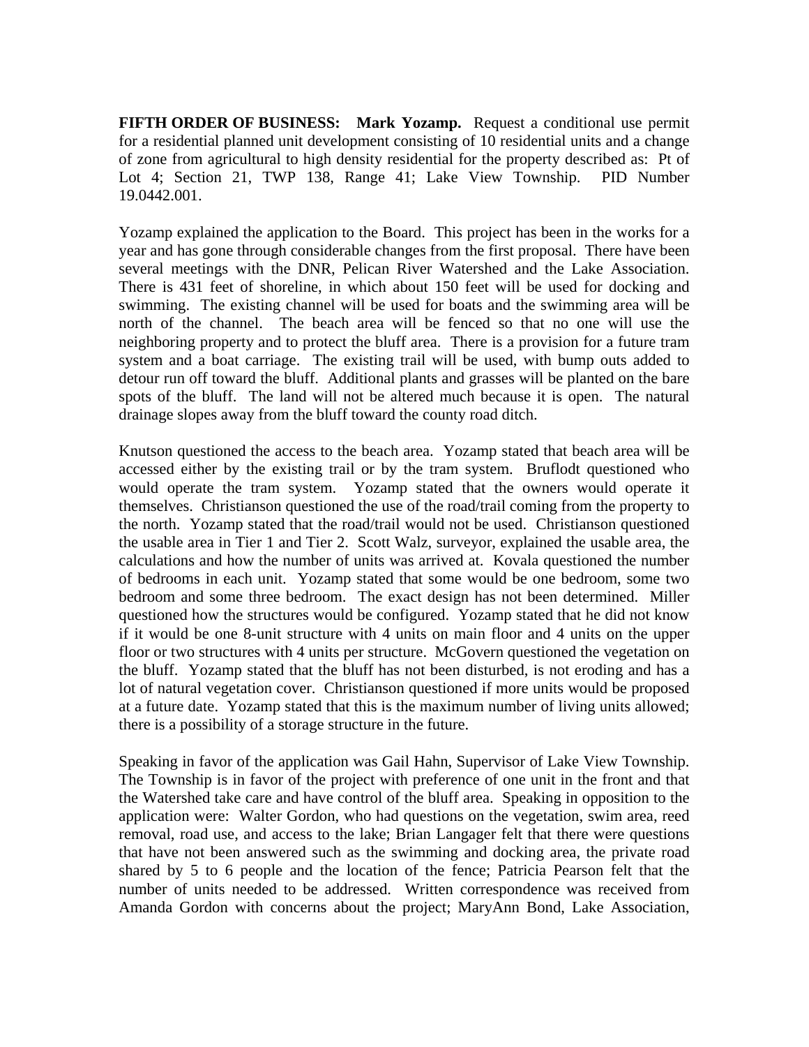**FIFTH ORDER OF BUSINESS: Mark Yozamp.** Request a conditional use permit for a residential planned unit development consisting of 10 residential units and a change of zone from agricultural to high density residential for the property described as: Pt of Lot 4; Section 21, TWP 138, Range 41; Lake View Township. PID Number 19.0442.001.

Yozamp explained the application to the Board. This project has been in the works for a year and has gone through considerable changes from the first proposal. There have been several meetings with the DNR, Pelican River Watershed and the Lake Association. There is 431 feet of shoreline, in which about 150 feet will be used for docking and swimming. The existing channel will be used for boats and the swimming area will be north of the channel. The beach area will be fenced so that no one will use the neighboring property and to protect the bluff area. There is a provision for a future tram system and a boat carriage. The existing trail will be used, with bump outs added to detour run off toward the bluff. Additional plants and grasses will be planted on the bare spots of the bluff. The land will not be altered much because it is open. The natural drainage slopes away from the bluff toward the county road ditch.

Knutson questioned the access to the beach area. Yozamp stated that beach area will be accessed either by the existing trail or by the tram system. Bruflodt questioned who would operate the tram system. Yozamp stated that the owners would operate it themselves. Christianson questioned the use of the road/trail coming from the property to the north. Yozamp stated that the road/trail would not be used. Christianson questioned the usable area in Tier 1 and Tier 2. Scott Walz, surveyor, explained the usable area, the calculations and how the number of units was arrived at. Kovala questioned the number of bedrooms in each unit. Yozamp stated that some would be one bedroom, some two bedroom and some three bedroom. The exact design has not been determined. Miller questioned how the structures would be configured. Yozamp stated that he did not know if it would be one 8-unit structure with 4 units on main floor and 4 units on the upper floor or two structures with 4 units per structure. McGovern questioned the vegetation on the bluff. Yozamp stated that the bluff has not been disturbed, is not eroding and has a lot of natural vegetation cover. Christianson questioned if more units would be proposed at a future date. Yozamp stated that this is the maximum number of living units allowed; there is a possibility of a storage structure in the future.

Speaking in favor of the application was Gail Hahn, Supervisor of Lake View Township. The Township is in favor of the project with preference of one unit in the front and that the Watershed take care and have control of the bluff area. Speaking in opposition to the application were: Walter Gordon, who had questions on the vegetation, swim area, reed removal, road use, and access to the lake; Brian Langager felt that there were questions that have not been answered such as the swimming and docking area, the private road shared by 5 to 6 people and the location of the fence; Patricia Pearson felt that the number of units needed to be addressed. Written correspondence was received from Amanda Gordon with concerns about the project; MaryAnn Bond, Lake Association,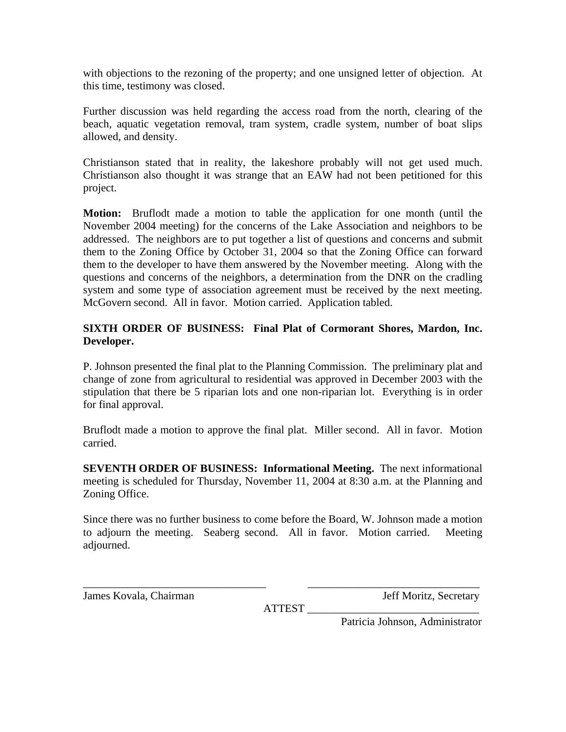with objections to the rezoning of the property; and one unsigned letter of objection. At this time, testimony was closed.

Further discussion was held regarding the access road from the north, clearing of the beach, aquatic vegetation removal, tram system, cradle system, number of boat slips allowed, and density.

Christianson stated that in reality, the lakeshore probably will not get used much. Christianson also thought it was strange that an EAW had not been petitioned for this project.

**Motion:** Bruflodt made a motion to table the application for one month (until the November 2004 meeting) for the concerns of the Lake Association and neighbors to be addressed. The neighbors are to put together a list of questions and concerns and submit them to the Zoning Office by October 31, 2004 so that the Zoning Office can forward them to the developer to have them answered by the November meeting. Along with the questions and concerns of the neighbors, a determination from the DNR on the cradling system and some type of association agreement must be received by the next meeting. McGovern second. All in favor. Motion carried. Application tabled.

**SIXTH ORDER OF BUSINESS: Final Plat of Cormorant Shores, Mardon, Inc. Developer.**

P. Johnson presented the final plat to the Planning Commission. The preliminary plat and change of zone from agricultural to residential was approved in December 2003 with the stipulation that there be 5 riparian lots and one non-riparian lot. Everything is in order for final approval.

Bruflodt made a motion to approve the final plat. Miller second. All in favor. Motion carried.

**SEVENTH ORDER OF BUSINESS: Informational Meeting.** The next informational meeting is scheduled for Thursday, November 11, 2004 at 8:30 a.m. at the Planning and Zoning Office.

Since there was no further business to come before the Board, W. Johnson made a motion to adjourn the meeting. Seaberg second. All in favor. Motion carried. Meeting adjourned.

\_\_\_\_\_\_\_\_\_\_\_\_\_\_\_\_\_\_\_\_\_\_\_\_\_\_\_\_\_\_\_\_ \_\_\_\_\_\_\_\_\_\_\_\_\_\_\_\_\_\_\_\_\_\_\_\_\_\_\_\_\_\_\_\_

James Kovala, Chairman                    Jeff Moritz, Secretary

ATTEST \_\_\_\_\_\_\_\_\_\_\_\_\_\_\_\_\_\_\_\_\_\_\_\_\_\_\_\_\_\_\_\_

Patricia Johnson, Administrator